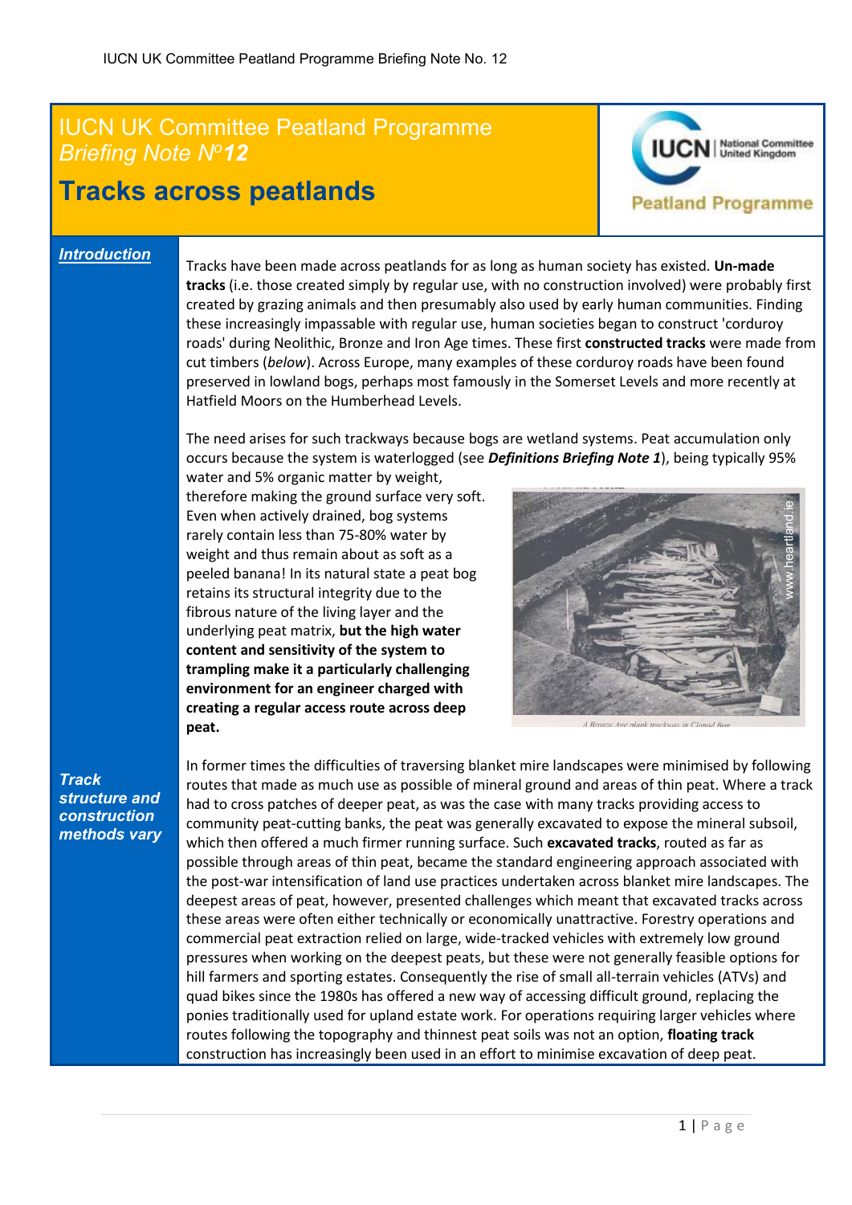# IUCN UK Committee Peatland Programme
*Briefing Note Nº**12***

## Tracks across peatlands

IUCN | National Committee United Kingdom
Peatland Programme

### *Introduction*

Tracks have been made across peatlands for as long as human society has existed. **Un-made tracks** (i.e. those created simply by regular use, with no construction involved) were probably first created by grazing animals and then presumably also used by early human communities. Finding these increasingly impassable with regular use, human societies began to construct 'corduroy roads' during Neolithic, Bronze and Iron Age times. These first **constructed tracks** were made from cut timbers (*below*). Across Europe, many examples of these corduroy roads have been found preserved in lowland bogs, perhaps most famously in the Somerset Levels and more recently at Hatfield Moors on the Humberhead Levels.

The need arises for such trackways because bogs are wetland systems. Peat accumulation only occurs because the system is waterlogged (see ***Definitions Briefing Note 1***), being typically 95% water and 5% organic matter by weight, therefore making the ground surface very soft. Even when actively drained, bog systems rarely contain less than 75-80% water by weight and thus remain about as soft as a peeled banana! In its natural state a peat bog retains its structural integrity due to the fibrous nature of the living layer and the underlying peat matrix, **but the high water content and sensitivity of the system to trampling make it a particularly challenging environment for an engineer charged with creating a regular access route across deep peat.**

*A Bronze Age plank trackway in Clonad Bog*

### *Track structure and construction methods vary*

In former times the difficulties of traversing blanket mire landscapes were minimised by following routes that made as much use as possible of mineral ground and areas of thin peat. Where a track had to cross patches of deeper peat, as was the case with many tracks providing access to community peat-cutting banks, the peat was generally excavated to expose the mineral subsoil, which then offered a much firmer running surface. Such **excavated tracks**, routed as far as possible through areas of thin peat, became the standard engineering approach associated with the post-war intensification of land use practices undertaken across blanket mire landscapes. The deepest areas of peat, however, presented challenges which meant that excavated tracks across these areas were often either technically or economically unattractive. Forestry operations and commercial peat extraction relied on large, wide-tracked vehicles with extremely low ground pressures when working on the deepest peats, but these were not generally feasible options for hill farmers and sporting estates. Consequently the rise of small all-terrain vehicles (ATVs) and quad bikes since the 1980s has offered a new way of accessing difficult ground, replacing the ponies traditionally used for upland estate work. For operations requiring larger vehicles where routes following the topography and thinnest peat soils was not an option, **floating track** construction has increasingly been used in an effort to minimise excavation of deep peat.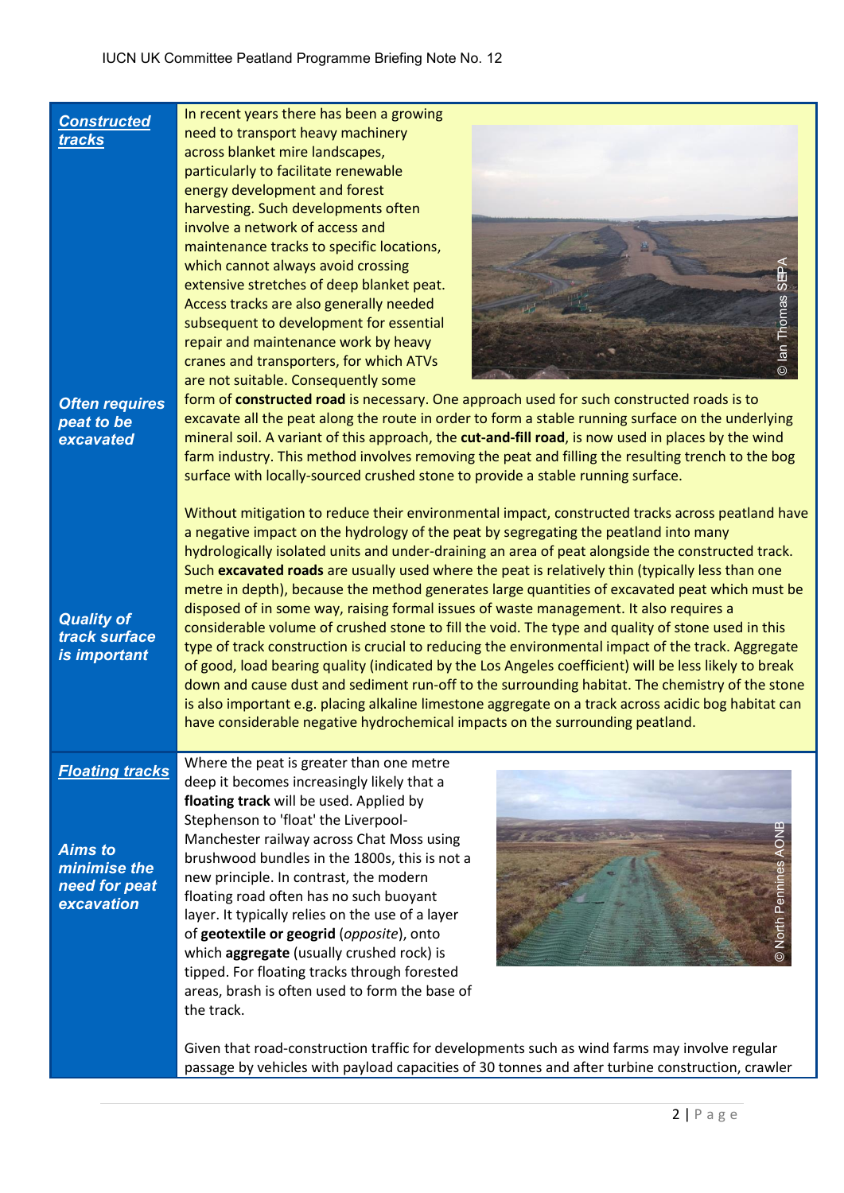## *Constructed tracks*

In recent years there has been a growing need to transport heavy machinery across blanket mire landscapes, particularly to facilitate renewable energy development and forest harvesting. Such developments often involve a network of access and maintenance tracks to specific locations, which cannot always avoid crossing extensive stretches of deep blanket peat. Access tracks are also generally needed subsequent to development for essential repair and maintenance work by heavy cranes and transporters, for which ATVs are not suitable. Consequently some form of **constructed road** is necessary. One approach used for such constructed roads is to excavate all the peat along the route in order to form a stable running surface on the underlying mineral soil. A variant of this approach, the **cut-and-fill road**, is now used in places by the wind farm industry. This method involves removing the peat and filling the resulting trench to the bog surface with locally-sourced crushed stone to provide a stable running surface.

***Often requires peat to be excavated***

Without mitigation to reduce their environmental impact, constructed tracks across peatland have a negative impact on the hydrology of the peat by segregating the peatland into many hydrologically isolated units and under-draining an area of peat alongside the constructed track. Such **excavated roads** are usually used where the peat is relatively thin (typically less than one metre in depth), because the method generates large quantities of excavated peat which must be disposed of in some way, raising formal issues of waste management. It also requires a considerable volume of crushed stone to fill the void. The type and quality of stone used in this type of track construction is crucial to reducing the environmental impact of the track. Aggregate of good, load bearing quality (indicated by the Los Angeles coefficient) will be less likely to break down and cause dust and sediment run-off to the surrounding habitat. The chemistry of the stone is also important e.g. placing alkaline limestone aggregate on a track across acidic bog habitat can have considerable negative hydrochemical impacts on the surrounding peatland.

***Quality of track surface is important***

## *Floating tracks*

***Aims to minimise the need for peat excavation***

Where the peat is greater than one metre deep it becomes increasingly likely that a **floating track** will be used. Applied by Stephenson to 'float' the Liverpool-Manchester railway across Chat Moss using brushwood bundles in the 1800s, this is not a new principle. In contrast, the modern floating road often has no such buoyant layer. It typically relies on the use of a layer of **geotextile or geogrid** (*opposite*), onto which **aggregate** (usually crushed rock) is tipped. For floating tracks through forested areas, brash is often used to form the base of the track.

Given that road-construction traffic for developments such as wind farms may involve regular passage by vehicles with payload capacities of 30 tonnes and after turbine construction, crawler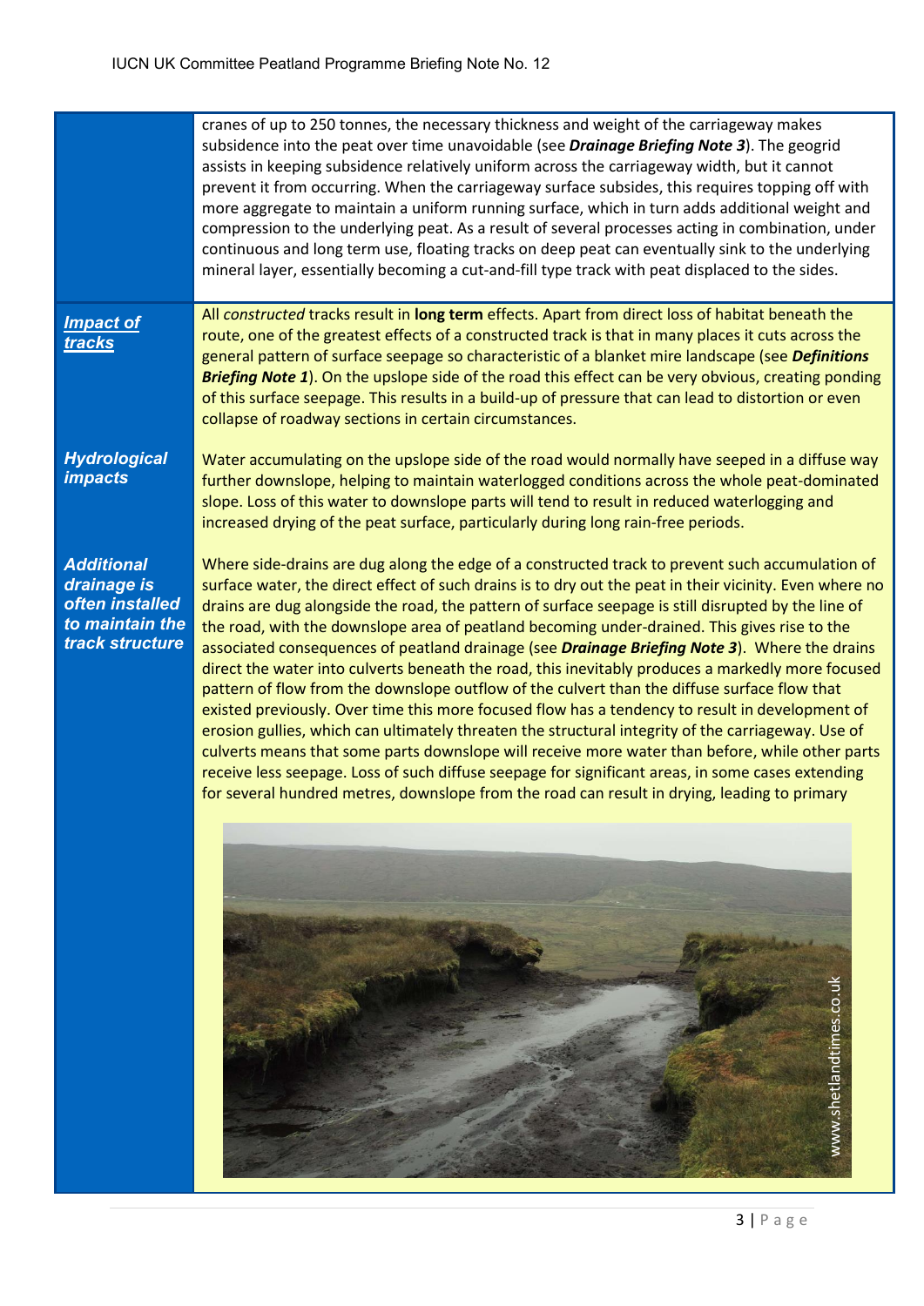cranes of up to 250 tonnes, the necessary thickness and weight of the carriageway makes subsidence into the peat over time unavoidable (see ***Drainage Briefing Note 3***). The geogrid assists in keeping subsidence relatively uniform across the carriageway width, but it cannot prevent it from occurring. When the carriageway surface subsides, this requires topping off with more aggregate to maintain a uniform running surface, which in turn adds additional weight and compression to the underlying peat. As a result of several processes acting in combination, under continuous and long term use, floating tracks on deep peat can eventually sink to the underlying mineral layer, essentially becoming a cut-and-fill type track with peat displaced to the sides.

### *Impact of tracks*

All *constructed* tracks result in **long term** effects. Apart from direct loss of habitat beneath the route, one of the greatest effects of a constructed track is that in many places it cuts across the general pattern of surface seepage so characteristic of a blanket mire landscape (see ***Definitions Briefing Note 1***). On the upslope side of the road this effect can be very obvious, creating ponding of this surface seepage. This results in a build-up of pressure that can lead to distortion or even collapse of roadway sections in certain circumstances.

### *Hydrological impacts*

Water accumulating on the upslope side of the road would normally have seeped in a diffuse way further downslope, helping to maintain waterlogged conditions across the whole peat-dominated slope. Loss of this water to downslope parts will tend to result in reduced waterlogging and increased drying of the peat surface, particularly during long rain-free periods.

### *Additional drainage is often installed to maintain the track structure*

Where side-drains are dug along the edge of a constructed track to prevent such accumulation of surface water, the direct effect of such drains is to dry out the peat in their vicinity. Even where no drains are dug alongside the road, the pattern of surface seepage is still disrupted by the line of the road, with the downslope area of peatland becoming under-drained. This gives rise to the associated consequences of peatland drainage (see ***Drainage Briefing Note 3***). Where the drains direct the water into culverts beneath the road, this inevitably produces a markedly more focused pattern of flow from the downslope outflow of the culvert than the diffuse surface flow that existed previously. Over time this more focused flow has a tendency to result in development of erosion gullies, which can ultimately threaten the structural integrity of the carriageway. Use of culverts means that some parts downslope will receive more water than before, while other parts receive less seepage. Loss of such diffuse seepage for significant areas, in some cases extending for several hundred metres, downslope from the road can result in drying, leading to primary

www.shetlandtimes.co.uk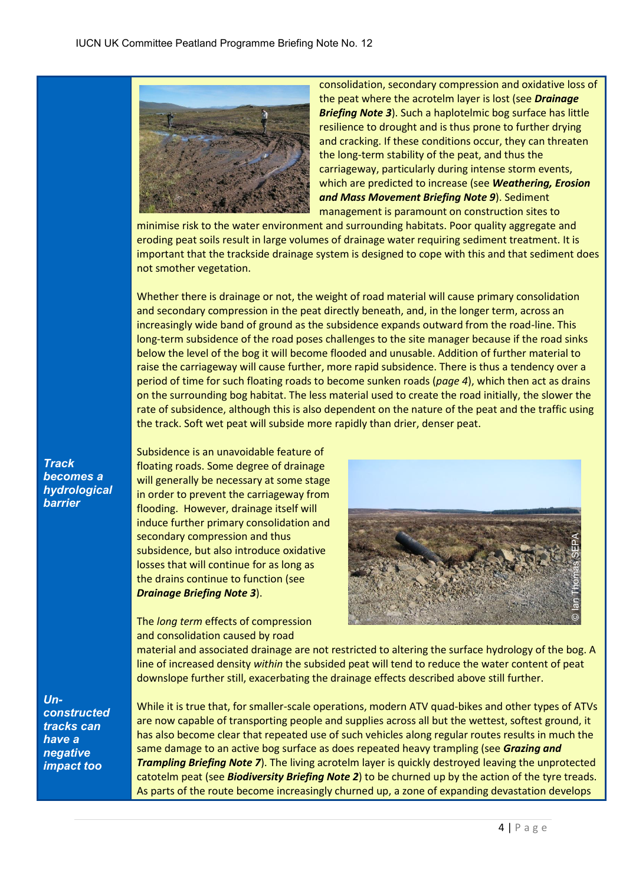consolidation, secondary compression and oxidative loss of the peat where the acrotelm layer is lost (see ***Drainage Briefing Note 3***). Such a haplotelmic bog surface has little resilience to drought and is thus prone to further drying and cracking. If these conditions occur, they can threaten the long-term stability of the peat, and thus the carriageway, particularly during intense storm events, which are predicted to increase (see ***Weathering, Erosion and Mass Movement Briefing Note 9***). Sediment management is paramount on construction sites to minimise risk to the water environment and surrounding habitats. Poor quality aggregate and eroding peat soils result in large volumes of drainage water requiring sediment treatment. It is important that the trackside drainage system is designed to cope with this and that sediment does not smother vegetation.

Whether there is drainage or not, the weight of road material will cause primary consolidation and secondary compression in the peat directly beneath, and, in the longer term, across an increasingly wide band of ground as the subsidence expands outward from the road-line. This long-term subsidence of the road poses challenges to the site manager because if the road sinks below the level of the bog it will become flooded and unusable. Addition of further material to raise the carriageway will cause further, more rapid subsidence. There is thus a tendency over a period of time for such floating roads to become sunken roads (*page 4*), which then act as drains on the surrounding bog habitat. The less material used to create the road initially, the slower the rate of subsidence, although this is also dependent on the nature of the peat and the traffic using the track. Soft wet peat will subside more rapidly than drier, denser peat.

***Track becomes a hydrological barrier***

Subsidence is an unavoidable feature of floating roads. Some degree of drainage will generally be necessary at some stage in order to prevent the carriageway from flooding. However, drainage itself will induce further primary consolidation and secondary compression and thus subsidence, but also introduce oxidative losses that will continue for as long as the drains continue to function (see ***Drainage Briefing Note 3***).

© Ian Thomas SEPA

The *long term* effects of compression and consolidation caused by road material and associated drainage are not restricted to altering the surface hydrology of the bog. A line of increased density *within* the subsided peat will tend to reduce the water content of peat downslope further still, exacerbating the drainage effects described above still further.

***Un-constructed tracks can have a negative impact too***

While it is true that, for smaller-scale operations, modern ATV quad-bikes and other types of ATVs are now capable of transporting people and supplies across all but the wettest, softest ground, it has also become clear that repeated use of such vehicles along regular routes results in much the same damage to an active bog surface as does repeated heavy trampling (see ***Grazing and Trampling Briefing Note 7***). The living acrotelm layer is quickly destroyed leaving the unprotected catotelm peat (see ***Biodiversity Briefing Note 2***) to be churned up by the action of the tyre treads. As parts of the route become increasingly churned up, a zone of expanding devastation develops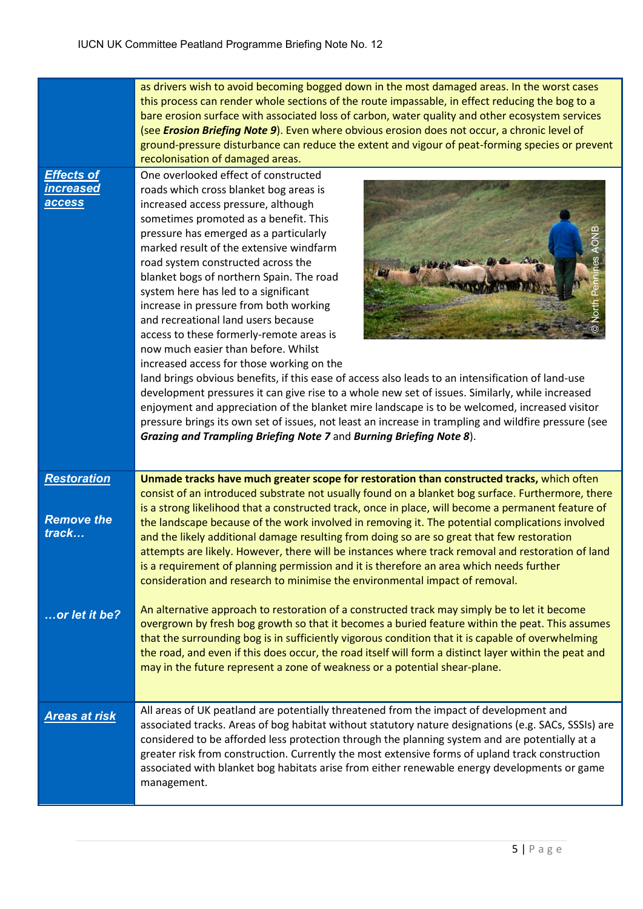| | |
|---|---|
| | as drivers wish to avoid becoming bogged down in the most damaged areas. In the worst cases this process can render whole sections of the route impassable, in effect reducing the bog to a bare erosion surface with associated loss of carbon, water quality and other ecosystem services (see ***Erosion Briefing Note 9***). Even where obvious erosion does not occur, a chronic level of ground-pressure disturbance can reduce the extent and vigour of peat-forming species or prevent recolonisation of damaged areas. |
| ***Effects of increased access*** | One overlooked effect of constructed roads which cross blanket bog areas is increased access pressure, although sometimes promoted as a benefit. This pressure has emerged as a particularly marked result of the extensive windfarm road system constructed across the blanket bogs of northern Spain. The road system here has led to a significant increase in pressure from both working and recreational land users because access to these formerly-remote areas is now much easier than before. Whilst increased access for those working on the land brings obvious benefits, if this ease of access also leads to an intensification of land-use development pressures it can give rise to a whole new set of issues. Similarly, while increased enjoyment and appreciation of the blanket mire landscape is to be welcomed, increased visitor pressure brings its own set of issues, not least an increase in trampling and wildfire pressure (see ***Grazing and Trampling Briefing Note 7*** and ***Burning Briefing Note 8***). © North Pennines AONB |
| ***Restoration*** <br><br> ***Remove the track…*** | **Unmade tracks have much greater scope for restoration than constructed tracks,** which often consist of an introduced substrate not usually found on a blanket bog surface. Furthermore, there is a strong likelihood that a constructed track, once in place, will become a permanent feature of the landscape because of the work involved in removing it. The potential complications involved and the likely additional damage resulting from doing so are so great that few restoration attempts are likely. However, there will be instances where track removal and restoration of land is a requirement of planning permission and it is therefore an area which needs further consideration and research to minimise the environmental impact of removal. |
| ***…or let it be?*** | An alternative approach to restoration of a constructed track may simply be to let it become overgrown by fresh bog growth so that it becomes a buried feature within the peat. This assumes that the surrounding bog is in sufficiently vigorous condition that it is capable of overwhelming the road, and even if this does occur, the road itself will form a distinct layer within the peat and may in the future represent a zone of weakness or a potential shear-plane. |
| ***Areas at risk*** | All areas of UK peatland are potentially threatened from the impact of development and associated tracks. Areas of bog habitat without statutory nature designations (e.g. SACs, SSSIs) are considered to be afforded less protection through the planning system and are potentially at a greater risk from construction. Currently the most extensive forms of upland track construction associated with blanket bog habitats arise from either renewable energy developments or game management. |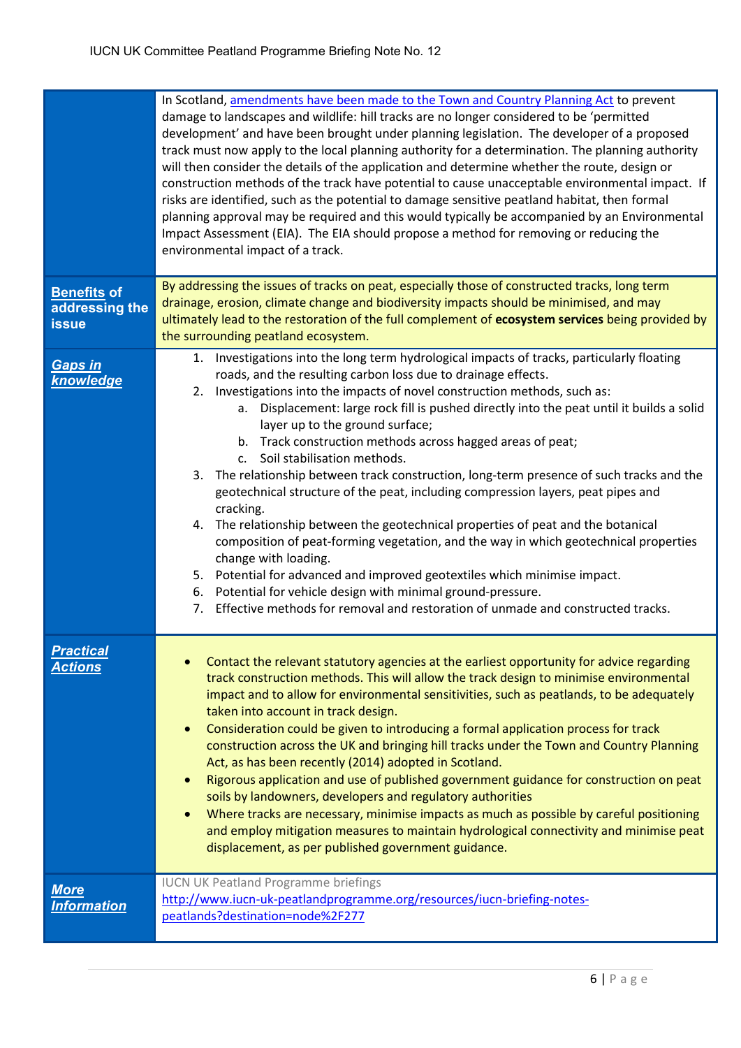In Scotland, [amendments have been made to the Town and Country Planning Act] to prevent damage to landscapes and wildlife: hill tracks are no longer considered to be 'permitted development' and have been brought under planning legislation. The developer of a proposed track must now apply to the local planning authority for a determination. The planning authority will then consider the details of the application and determine whether the route, design or construction methods of the track have potential to cause unacceptable environmental impact. If risks are identified, such as the potential to damage sensitive peatland habitat, then formal planning approval may be required and this would typically be accompanied by an Environmental Impact Assessment (EIA). The EIA should propose a method for removing or reducing the environmental impact of a track.

### Benefits of addressing the issue

By addressing the issues of tracks on peat, especially those of constructed tracks, long term drainage, erosion, climate change and biodiversity impacts should be minimised, and may ultimately lead to the restoration of the full complement of **ecosystem services** being provided by the surrounding peatland ecosystem.

### Gaps in knowledge

1. Investigations into the long term hydrological impacts of tracks, particularly floating roads, and the resulting carbon loss due to drainage effects.
2. Investigations into the impacts of novel construction methods, such as:
   a. Displacement: large rock fill is pushed directly into the peat until it builds a solid layer up to the ground surface;
   b. Track construction methods across hagged areas of peat;
   c. Soil stabilisation methods.
3. The relationship between track construction, long-term presence of such tracks and the geotechnical structure of the peat, including compression layers, peat pipes and cracking.
4. The relationship between the geotechnical properties of peat and the botanical composition of peat-forming vegetation, and the way in which geotechnical properties change with loading.
5. Potential for advanced and improved geotextiles which minimise impact.
6. Potential for vehicle design with minimal ground-pressure.
7. Effective methods for removal and restoration of unmade and constructed tracks.

### Practical Actions

- Contact the relevant statutory agencies at the earliest opportunity for advice regarding track construction methods. This will allow the track design to minimise environmental impact and to allow for environmental sensitivities, such as peatlands, to be adequately taken into account in track design.
- Consideration could be given to introducing a formal application process for track construction across the UK and bringing hill tracks under the Town and Country Planning Act, as has been recently (2014) adopted in Scotland.
- Rigorous application and use of published government guidance for construction on peat soils by landowners, developers and regulatory authorities
- Where tracks are necessary, minimise impacts as much as possible by careful positioning and employ mitigation measures to maintain hydrological connectivity and minimise peat displacement, as per published government guidance.

### More Information

IUCN UK Peatland Programme briefings
http://www.iucn-uk-peatlandprogramme.org/resources/iucn-briefing-notes-peatlands?destination=node%2F277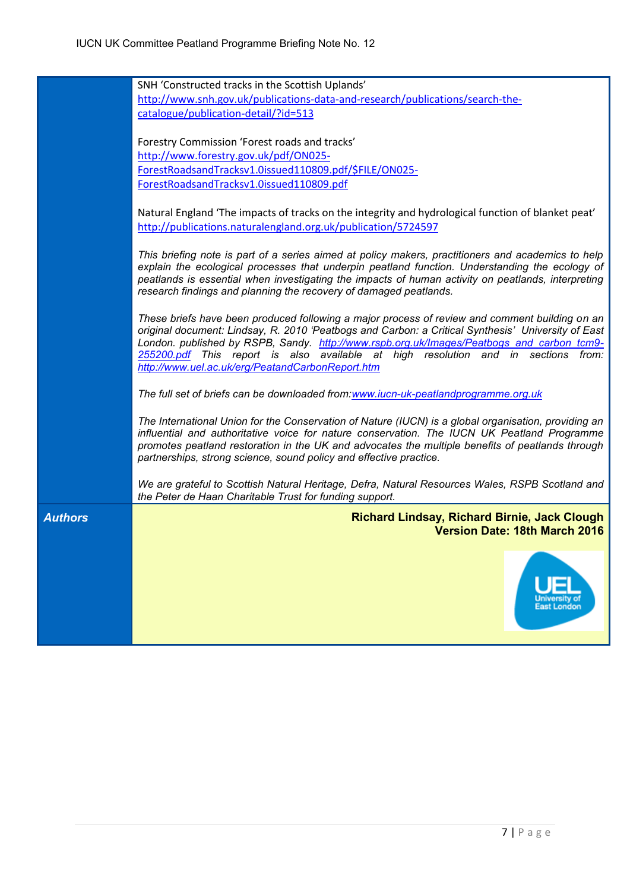SNH 'Constructed tracks in the Scottish Uplands'
http://www.snh.gov.uk/publications-data-and-research/publications/search-the-catalogue/publication-detail/?id=513

Forestry Commission 'Forest roads and tracks'
http://www.forestry.gov.uk/pdf/ON025-ForestRoadsandTracksv1.0issued110809.pdf/$FILE/ON025-ForestRoadsandTracksv1.0issued110809.pdf

Natural England 'The impacts of tracks on the integrity and hydrological function of blanket peat'
http://publications.naturalengland.org.uk/publication/5724597

*This briefing note is part of a series aimed at policy makers, practitioners and academics to help explain the ecological processes that underpin peatland function. Understanding the ecology of peatlands is essential when investigating the impacts of human activity on peatlands, interpreting research findings and planning the recovery of damaged peatlands.*

*These briefs have been produced following a major process of review and comment building on an original document: Lindsay, R. 2010 'Peatbogs and Carbon: a Critical Synthesis' University of East London. published by RSPB, Sandy. http://www.rspb.org.uk/Images/Peatbogs_and_carbon_tcm9-255200.pdf This report is also available at high resolution and in sections from: http://www.uel.ac.uk/erg/PeatandCarbonReport.htm*

*The full set of briefs can be downloaded from: www.iucn-uk-peatlandprogramme.org.uk*

*The International Union for the Conservation of Nature (IUCN) is a global organisation, providing an influential and authoritative voice for nature conservation. The IUCN UK Peatland Programme promotes peatland restoration in the UK and advocates the multiple benefits of peatlands through partnerships, strong science, sound policy and effective practice.*

*We are grateful to Scottish Natural Heritage, Defra, Natural Resources Wales, RSPB Scotland and the Peter de Haan Charitable Trust for funding support.*

***Authors***

**Richard Lindsay, Richard Birnie, Jack Clough**
**Version Date: 18th March 2016**

UEL University of East London